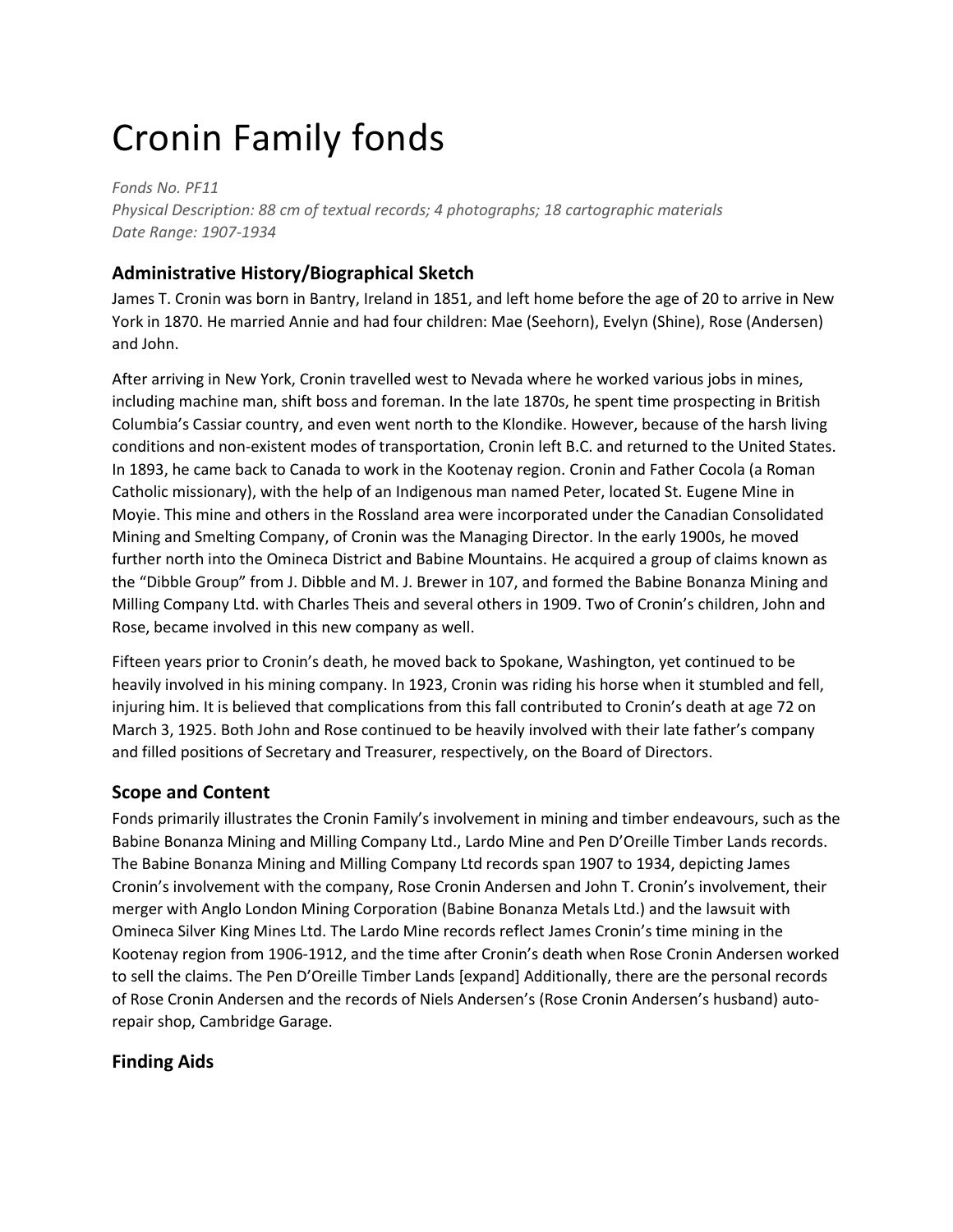# Cronin Family fonds

*Fonds No. PF11*
*Physical Description: 88 cm of textual records; 4 photographs; 18 cartographic materials*
*Date Range: 1907-1934*

## Administrative History/Biographical Sketch

James T. Cronin was born in Bantry, Ireland in 1851, and left home before the age of 20 to arrive in New York in 1870. He married Annie and had four children: Mae (Seehorn), Evelyn (Shine), Rose (Andersen) and John.

After arriving in New York, Cronin travelled west to Nevada where he worked various jobs in mines, including machine man, shift boss and foreman. In the late 1870s, he spent time prospecting in British Columbia's Cassiar country, and even went north to the Klondike. However, because of the harsh living conditions and non-existent modes of transportation, Cronin left B.C. and returned to the United States. In 1893, he came back to Canada to work in the Kootenay region. Cronin and Father Cocola (a Roman Catholic missionary), with the help of an Indigenous man named Peter, located St. Eugene Mine in Moyie. This mine and others in the Rossland area were incorporated under the Canadian Consolidated Mining and Smelting Company, of Cronin was the Managing Director. In the early 1900s, he moved further north into the Omineca District and Babine Mountains. He acquired a group of claims known as the "Dibble Group" from J. Dibble and M. J. Brewer in 107, and formed the Babine Bonanza Mining and Milling Company Ltd. with Charles Theis and several others in 1909. Two of Cronin's children, John and Rose, became involved in this new company as well.

Fifteen years prior to Cronin's death, he moved back to Spokane, Washington, yet continued to be heavily involved in his mining company. In 1923, Cronin was riding his horse when it stumbled and fell, injuring him. It is believed that complications from this fall contributed to Cronin's death at age 72 on March 3, 1925. Both John and Rose continued to be heavily involved with their late father's company and filled positions of Secretary and Treasurer, respectively, on the Board of Directors.

## Scope and Content

Fonds primarily illustrates the Cronin Family's involvement in mining and timber endeavours, such as the Babine Bonanza Mining and Milling Company Ltd., Lardo Mine and Pen D'Oreille Timber Lands records. The Babine Bonanza Mining and Milling Company Ltd records span 1907 to 1934, depicting James Cronin's involvement with the company, Rose Cronin Andersen and John T. Cronin's involvement, their merger with Anglo London Mining Corporation (Babine Bonanza Metals Ltd.) and the lawsuit with Omineca Silver King Mines Ltd. The Lardo Mine records reflect James Cronin's time mining in the Kootenay region from 1906-1912, and the time after Cronin's death when Rose Cronin Andersen worked to sell the claims. The Pen D'Oreille Timber Lands [expand] Additionally, there are the personal records of Rose Cronin Andersen and the records of Niels Andersen's (Rose Cronin Andersen's husband) auto-repair shop, Cambridge Garage.

## Finding Aids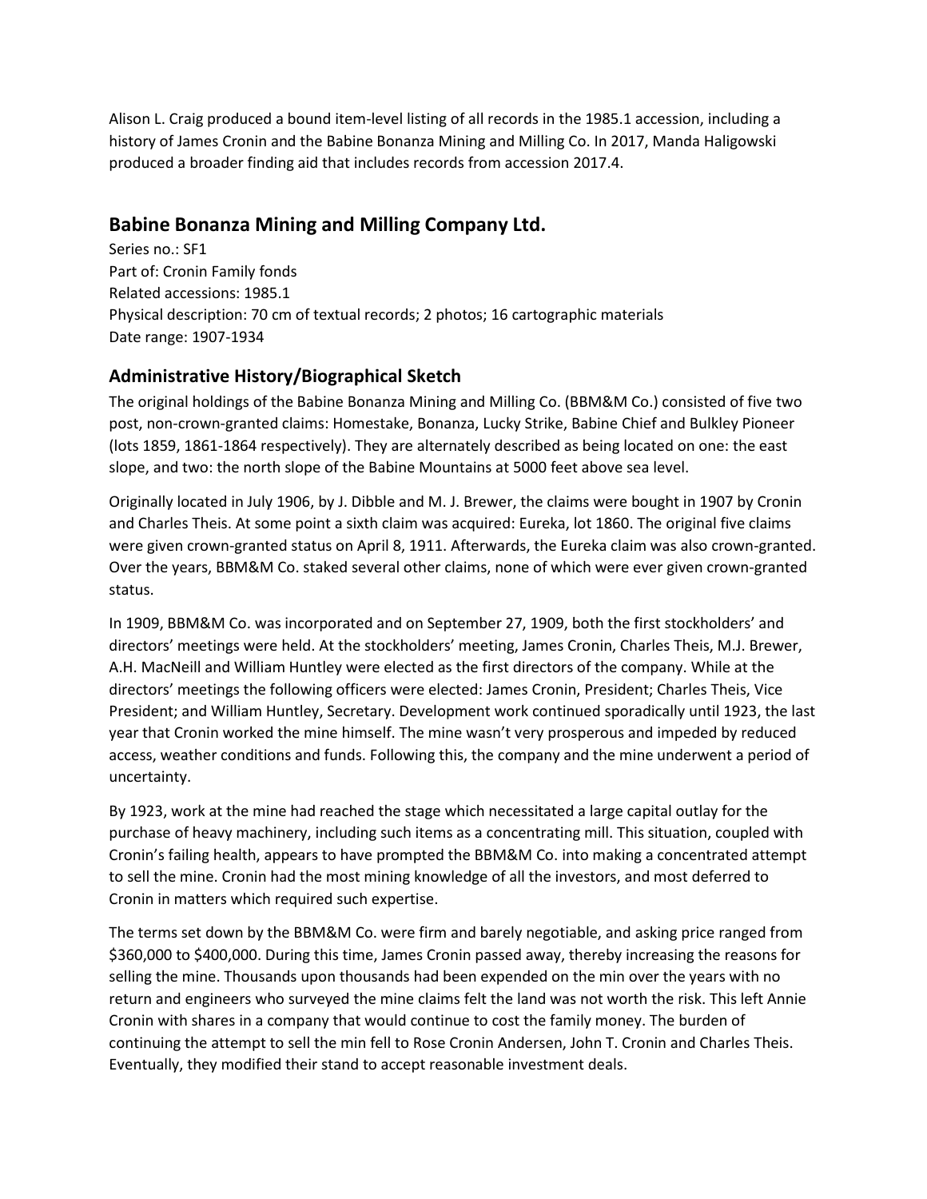Alison L. Craig produced a bound item-level listing of all records in the 1985.1 accession, including a history of James Cronin and the Babine Bonanza Mining and Milling Co. In 2017, Manda Haligowski produced a broader finding aid that includes records from accession 2017.4.

## Babine Bonanza Mining and Milling Company Ltd.

Series no.: SF1
Part of: Cronin Family fonds
Related accessions: 1985.1
Physical description: 70 cm of textual records; 2 photos; 16 cartographic materials
Date range: 1907-1934

### Administrative History/Biographical Sketch

The original holdings of the Babine Bonanza Mining and Milling Co. (BBM&M Co.) consisted of five two post, non-crown-granted claims: Homestake, Bonanza, Lucky Strike, Babine Chief and Bulkley Pioneer (lots 1859, 1861-1864 respectively). They are alternately described as being located on one: the east slope, and two: the north slope of the Babine Mountains at 5000 feet above sea level.

Originally located in July 1906, by J. Dibble and M. J. Brewer, the claims were bought in 1907 by Cronin and Charles Theis. At some point a sixth claim was acquired: Eureka, lot 1860. The original five claims were given crown-granted status on April 8, 1911. Afterwards, the Eureka claim was also crown-granted. Over the years, BBM&M Co. staked several other claims, none of which were ever given crown-granted status.

In 1909, BBM&M Co. was incorporated and on September 27, 1909, both the first stockholders' and directors' meetings were held. At the stockholders' meeting, James Cronin, Charles Theis, M.J. Brewer, A.H. MacNeill and William Huntley were elected as the first directors of the company. While at the directors' meetings the following officers were elected: James Cronin, President; Charles Theis, Vice President; and William Huntley, Secretary. Development work continued sporadically until 1923, the last year that Cronin worked the mine himself. The mine wasn't very prosperous and impeded by reduced access, weather conditions and funds. Following this, the company and the mine underwent a period of uncertainty.

By 1923, work at the mine had reached the stage which necessitated a large capital outlay for the purchase of heavy machinery, including such items as a concentrating mill. This situation, coupled with Cronin's failing health, appears to have prompted the BBM&M Co. into making a concentrated attempt to sell the mine. Cronin had the most mining knowledge of all the investors, and most deferred to Cronin in matters which required such expertise.

The terms set down by the BBM&M Co. were firm and barely negotiable, and asking price ranged from $360,000 to $400,000. During this time, James Cronin passed away, thereby increasing the reasons for selling the mine. Thousands upon thousands had been expended on the min over the years with no return and engineers who surveyed the mine claims felt the land was not worth the risk. This left Annie Cronin with shares in a company that would continue to cost the family money. The burden of continuing the attempt to sell the min fell to Rose Cronin Andersen, John T. Cronin and Charles Theis. Eventually, they modified their stand to accept reasonable investment deals.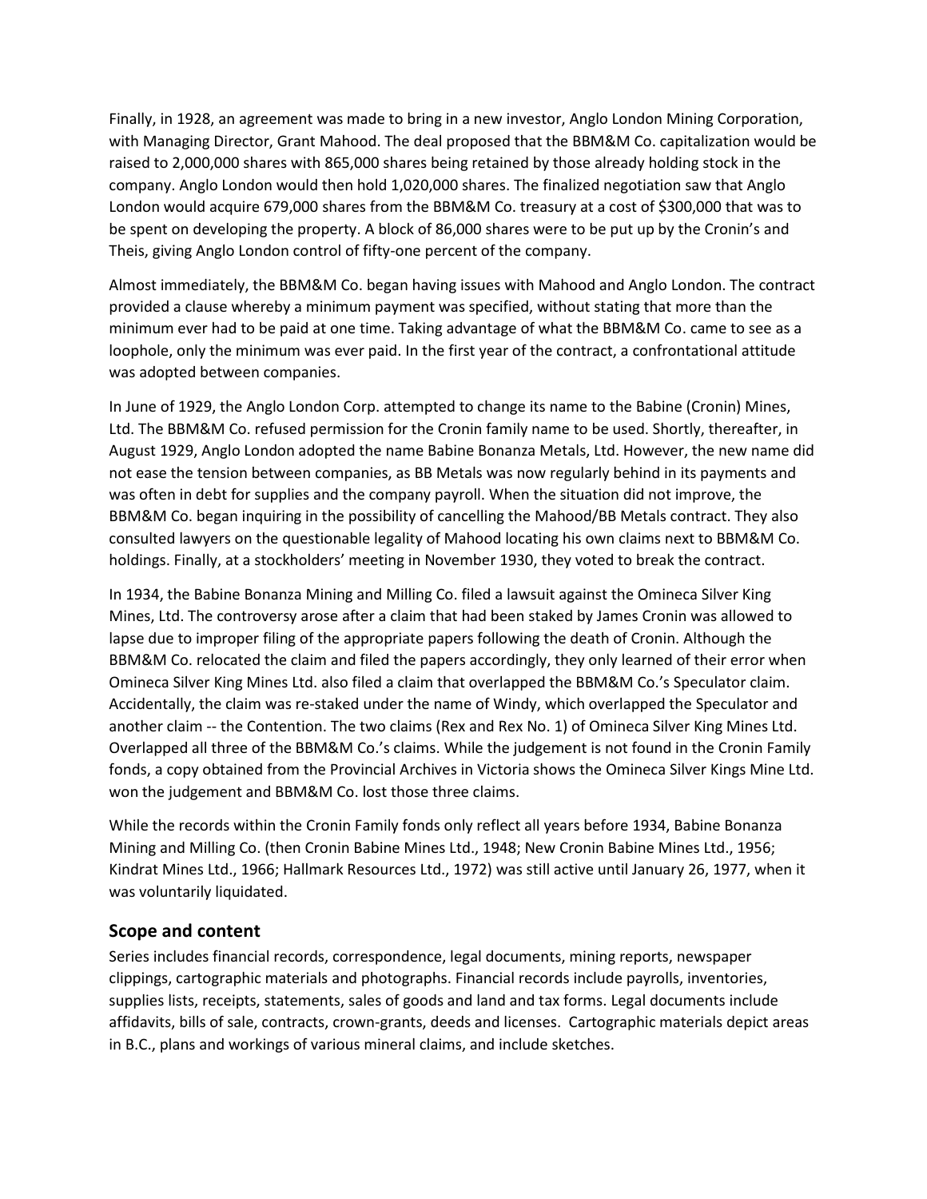Finally, in 1928, an agreement was made to bring in a new investor, Anglo London Mining Corporation, with Managing Director, Grant Mahood. The deal proposed that the BBM&M Co. capitalization would be raised to 2,000,000 shares with 865,000 shares being retained by those already holding stock in the company. Anglo London would then hold 1,020,000 shares. The finalized negotiation saw that Anglo London would acquire 679,000 shares from the BBM&M Co. treasury at a cost of $300,000 that was to be spent on developing the property. A block of 86,000 shares were to be put up by the Cronin's and Theis, giving Anglo London control of fifty-one percent of the company.

Almost immediately, the BBM&M Co. began having issues with Mahood and Anglo London. The contract provided a clause whereby a minimum payment was specified, without stating that more than the minimum ever had to be paid at one time. Taking advantage of what the BBM&M Co. came to see as a loophole, only the minimum was ever paid. In the first year of the contract, a confrontational attitude was adopted between companies.

In June of 1929, the Anglo London Corp. attempted to change its name to the Babine (Cronin) Mines, Ltd. The BBM&M Co. refused permission for the Cronin family name to be used. Shortly, thereafter, in August 1929, Anglo London adopted the name Babine Bonanza Metals, Ltd. However, the new name did not ease the tension between companies, as BB Metals was now regularly behind in its payments and was often in debt for supplies and the company payroll. When the situation did not improve, the BBM&M Co. began inquiring in the possibility of cancelling the Mahood/BB Metals contract. They also consulted lawyers on the questionable legality of Mahood locating his own claims next to BBM&M Co. holdings. Finally, at a stockholders' meeting in November 1930, they voted to break the contract.

In 1934, the Babine Bonanza Mining and Milling Co. filed a lawsuit against the Omineca Silver King Mines, Ltd. The controversy arose after a claim that had been staked by James Cronin was allowed to lapse due to improper filing of the appropriate papers following the death of Cronin. Although the BBM&M Co. relocated the claim and filed the papers accordingly, they only learned of their error when Omineca Silver King Mines Ltd. also filed a claim that overlapped the BBM&M Co.'s Speculator claim. Accidentally, the claim was re-staked under the name of Windy, which overlapped the Speculator and another claim -- the Contention. The two claims (Rex and Rex No. 1) of Omineca Silver King Mines Ltd. Overlapped all three of the BBM&M Co.'s claims. While the judgement is not found in the Cronin Family fonds, a copy obtained from the Provincial Archives in Victoria shows the Omineca Silver Kings Mine Ltd. won the judgement and BBM&M Co. lost those three claims.

While the records within the Cronin Family fonds only reflect all years before 1934, Babine Bonanza Mining and Milling Co. (then Cronin Babine Mines Ltd., 1948; New Cronin Babine Mines Ltd., 1956; Kindrat Mines Ltd., 1966; Hallmark Resources Ltd., 1972) was still active until January 26, 1977, when it was voluntarily liquidated.

## Scope and content

Series includes financial records, correspondence, legal documents, mining reports, newspaper clippings, cartographic materials and photographs. Financial records include payrolls, inventories, supplies lists, receipts, statements, sales of goods and land and tax forms. Legal documents include affidavits, bills of sale, contracts, crown-grants, deeds and licenses. Cartographic materials depict areas in B.C., plans and workings of various mineral claims, and include sketches.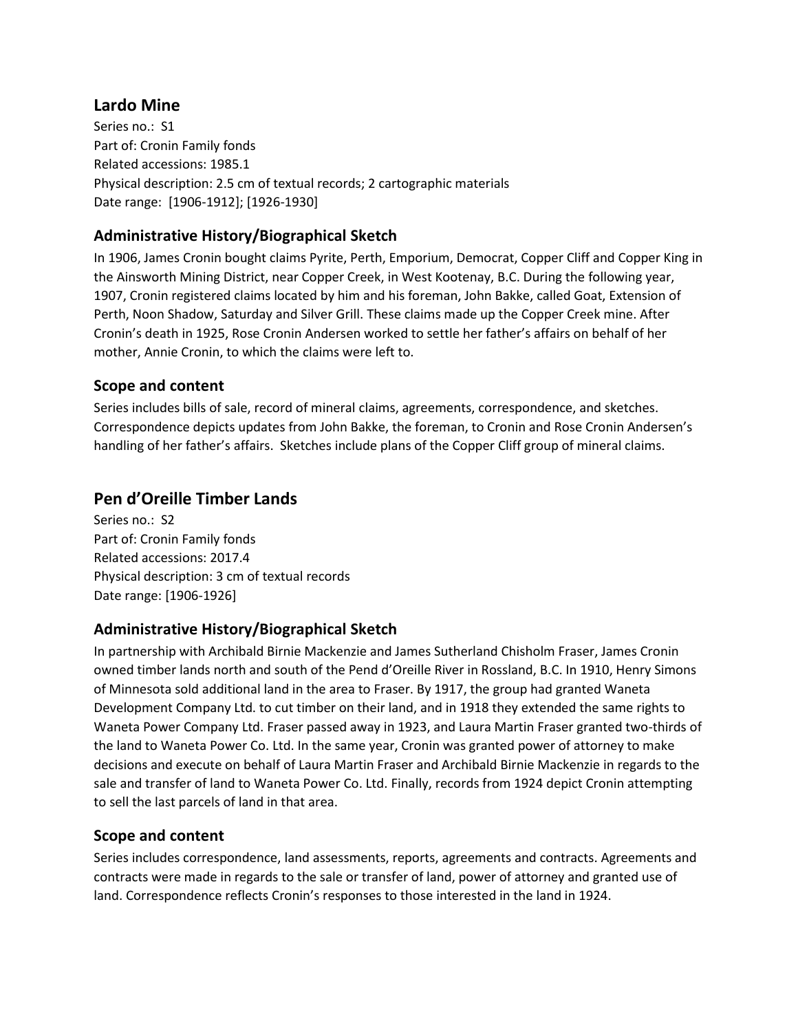## Lardo Mine

Series no.: S1
Part of: Cronin Family fonds
Related accessions: 1985.1
Physical description: 2.5 cm of textual records; 2 cartographic materials
Date range: [1906-1912]; [1926-1930]

### Administrative History/Biographical Sketch

In 1906, James Cronin bought claims Pyrite, Perth, Emporium, Democrat, Copper Cliff and Copper King in the Ainsworth Mining District, near Copper Creek, in West Kootenay, B.C. During the following year, 1907, Cronin registered claims located by him and his foreman, John Bakke, called Goat, Extension of Perth, Noon Shadow, Saturday and Silver Grill. These claims made up the Copper Creek mine. After Cronin's death in 1925, Rose Cronin Andersen worked to settle her father's affairs on behalf of her mother, Annie Cronin, to which the claims were left to.

### Scope and content

Series includes bills of sale, record of mineral claims, agreements, correspondence, and sketches. Correspondence depicts updates from John Bakke, the foreman, to Cronin and Rose Cronin Andersen's handling of her father's affairs. Sketches include plans of the Copper Cliff group of mineral claims.

## Pen d'Oreille Timber Lands

Series no.: S2
Part of: Cronin Family fonds
Related accessions: 2017.4
Physical description: 3 cm of textual records
Date range: [1906-1926]

### Administrative History/Biographical Sketch

In partnership with Archibald Birnie Mackenzie and James Sutherland Chisholm Fraser, James Cronin owned timber lands north and south of the Pend d'Oreille River in Rossland, B.C. In 1910, Henry Simons of Minnesota sold additional land in the area to Fraser. By 1917, the group had granted Waneta Development Company Ltd. to cut timber on their land, and in 1918 they extended the same rights to Waneta Power Company Ltd. Fraser passed away in 1923, and Laura Martin Fraser granted two-thirds of the land to Waneta Power Co. Ltd. In the same year, Cronin was granted power of attorney to make decisions and execute on behalf of Laura Martin Fraser and Archibald Birnie Mackenzie in regards to the sale and transfer of land to Waneta Power Co. Ltd. Finally, records from 1924 depict Cronin attempting to sell the last parcels of land in that area.

### Scope and content

Series includes correspondence, land assessments, reports, agreements and contracts. Agreements and contracts were made in regards to the sale or transfer of land, power of attorney and granted use of land. Correspondence reflects Cronin's responses to those interested in the land in 1924.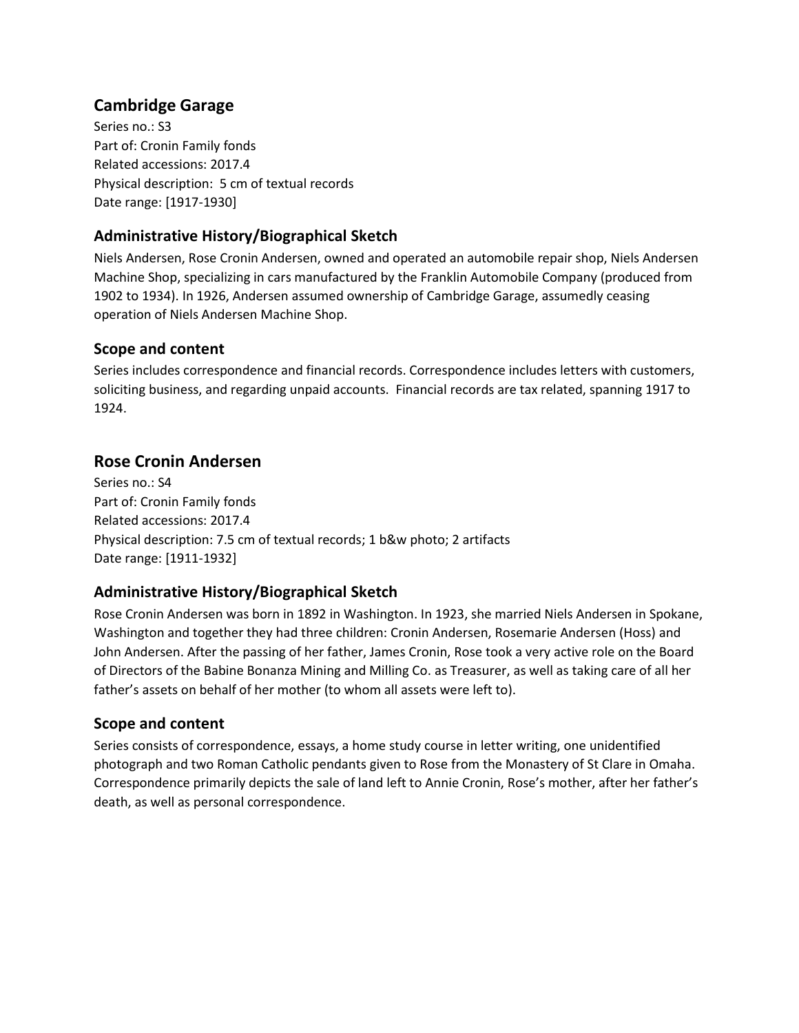## Cambridge Garage

Series no.: S3
Part of: Cronin Family fonds
Related accessions: 2017.4
Physical description: 5 cm of textual records
Date range: [1917-1930]

### Administrative History/Biographical Sketch

Niels Andersen, Rose Cronin Andersen, owned and operated an automobile repair shop, Niels Andersen Machine Shop, specializing in cars manufactured by the Franklin Automobile Company (produced from 1902 to 1934). In 1926, Andersen assumed ownership of Cambridge Garage, assumedly ceasing operation of Niels Andersen Machine Shop.

### Scope and content

Series includes correspondence and financial records. Correspondence includes letters with customers, soliciting business, and regarding unpaid accounts. Financial records are tax related, spanning 1917 to 1924.

## Rose Cronin Andersen

Series no.: S4
Part of: Cronin Family fonds
Related accessions: 2017.4
Physical description: 7.5 cm of textual records; 1 b&w photo; 2 artifacts
Date range: [1911-1932]

### Administrative History/Biographical Sketch

Rose Cronin Andersen was born in 1892 in Washington. In 1923, she married Niels Andersen in Spokane, Washington and together they had three children: Cronin Andersen, Rosemarie Andersen (Hoss) and John Andersen. After the passing of her father, James Cronin, Rose took a very active role on the Board of Directors of the Babine Bonanza Mining and Milling Co. as Treasurer, as well as taking care of all her father's assets on behalf of her mother (to whom all assets were left to).

### Scope and content

Series consists of correspondence, essays, a home study course in letter writing, one unidentified photograph and two Roman Catholic pendants given to Rose from the Monastery of St Clare in Omaha. Correspondence primarily depicts the sale of land left to Annie Cronin, Rose's mother, after her father's death, as well as personal correspondence.